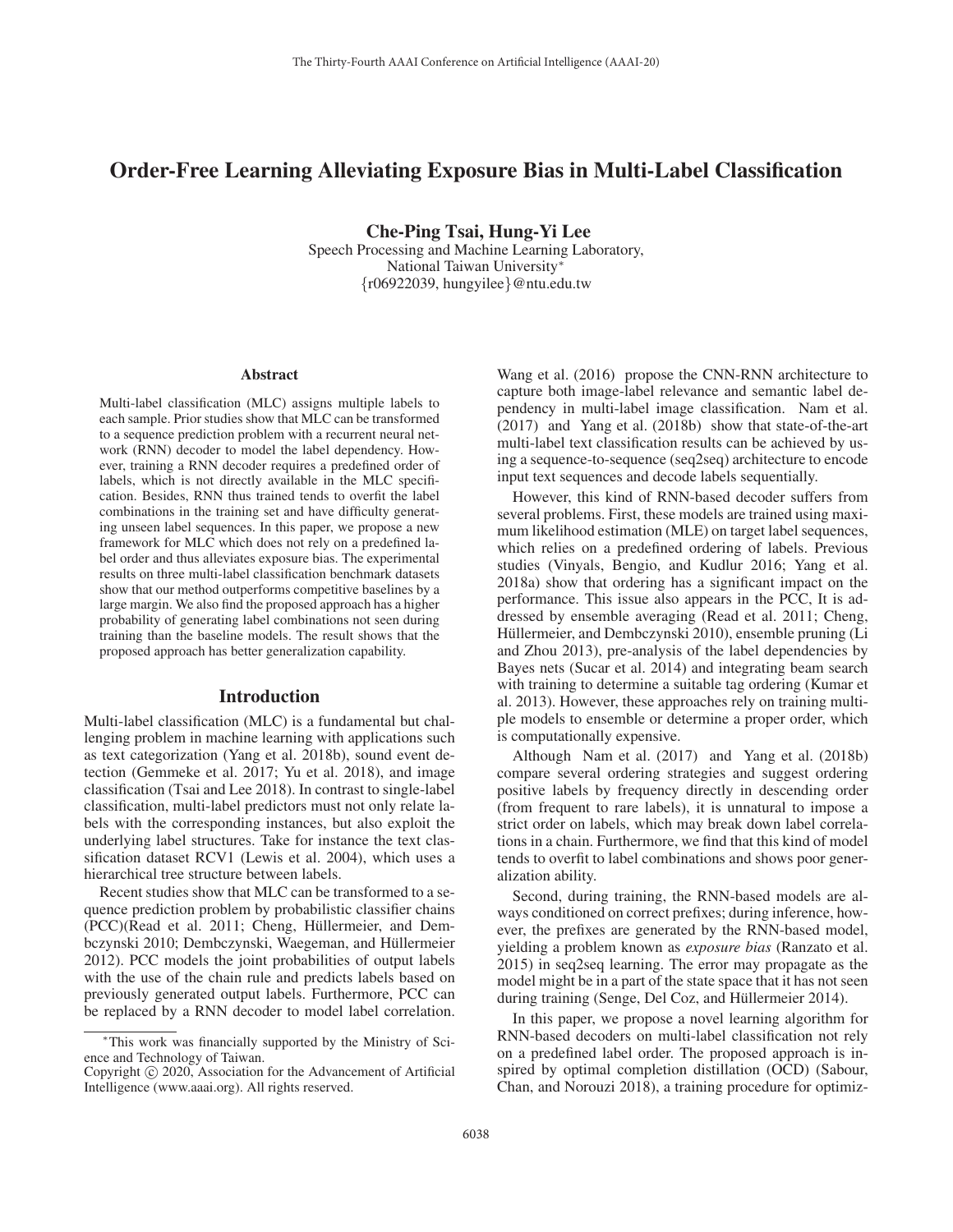# Order-Free Learning Alleviating Exposure Bias in Multi-Label Classification

**Che-Ping Tsai, Hung-Yi Lee**

Speech Processing and Machine Learning Laboratory,
National Taiwan University*
{r06922039, hungyilee}@ntu.edu.tw

## Abstract

Multi-label classification (MLC) assigns multiple labels to each sample. Prior studies show that MLC can be transformed to a sequence prediction problem with a recurrent neural network (RNN) decoder to model the label dependency. However, training a RNN decoder requires a predefined order of labels, which is not directly available in the MLC specification. Besides, RNN thus trained tends to overfit the label combinations in the training set and have difficulty generating unseen label sequences. In this paper, we propose a new framework for MLC which does not rely on a predefined label order and thus alleviates exposure bias. The experimental results on three multi-label classification benchmark datasets show that our method outperforms competitive baselines by a large margin. We also find the proposed approach has a higher probability of generating label combinations not seen during training than the baseline models. The result shows that the proposed approach has better generalization capability.

## Introduction

Multi-label classification (MLC) is a fundamental but challenging problem in machine learning with applications such as text categorization (Yang et al. 2018b), sound event detection (Gemmeke et al. 2017; Yu et al. 2018), and image classification (Tsai and Lee 2018). In contrast to single-label classification, multi-label predictors must not only relate labels with the corresponding instances, but also exploit the underlying label structures. Take for instance the text classification dataset RCV1 (Lewis et al. 2004), which uses a hierarchical tree structure between labels.

Recent studies show that MLC can be transformed to a sequence prediction problem by probabilistic classifier chains (PCC)(Read et al. 2011; Cheng, Hüllermeier, and Dembczynski 2010; Dembczynski, Waegeman, and Hüllermeier 2012). PCC models the joint probabilities of output labels with the use of the chain rule and predicts labels based on previously generated output labels. Furthermore, PCC can be replaced by a RNN decoder to model label correlation. Wang et al. (2016) propose the CNN-RNN architecture to capture both image-label relevance and semantic label dependency in multi-label image classification. Nam et al. (2017) and Yang et al. (2018b) show that state-of-the-art multi-label text classification results can be achieved by using a sequence-to-sequence (seq2seq) architecture to encode input text sequences and decode labels sequentially.

However, this kind of RNN-based decoder suffers from several problems. First, these models are trained using maximum likelihood estimation (MLE) on target label sequences, which relies on a predefined ordering of labels. Previous studies (Vinyals, Bengio, and Kudlur 2016; Yang et al. 2018a) show that ordering has a significant impact on the performance. This issue also appears in the PCC, It is addressed by ensemble averaging (Read et al. 2011; Cheng, Hüllermeier, and Dembczynski 2010), ensemble pruning (Li and Zhou 2013), pre-analysis of the label dependencies by Bayes nets (Sucar et al. 2014) and integrating beam search with training to determine a suitable tag ordering (Kumar et al. 2013). However, these approaches rely on training multiple models to ensemble or determine a proper order, which is computationally expensive.

Although Nam et al. (2017) and Yang et al. (2018b) compare several ordering strategies and suggest ordering positive labels by frequency directly in descending order (from frequent to rare labels), it is unnatural to impose a strict order on labels, which may break down label correlations in a chain. Furthermore, we find that this kind of model tends to overfit to label combinations and shows poor generalization ability.

Second, during training, the RNN-based models are always conditioned on correct prefixes; during inference, however, the prefixes are generated by the RNN-based model, yielding a problem known as *exposure bias* (Ranzato et al. 2015) in seq2seq learning. The error may propagate as the model might be in a part of the state space that it has not seen during training (Senge, Del Coz, and Hüllermeier 2014).

In this paper, we propose a novel learning algorithm for RNN-based decoders on multi-label classification not rely on a predefined label order. The proposed approach is inspired by optimal completion distillation (OCD) (Sabour, Chan, and Norouzi 2018), a training procedure for optimiz-

*This work was financially supported by the Ministry of Science and Technology of Taiwan.

Copyright © 2020, Association for the Advancement of Artificial Intelligence (www.aaai.org). All rights reserved.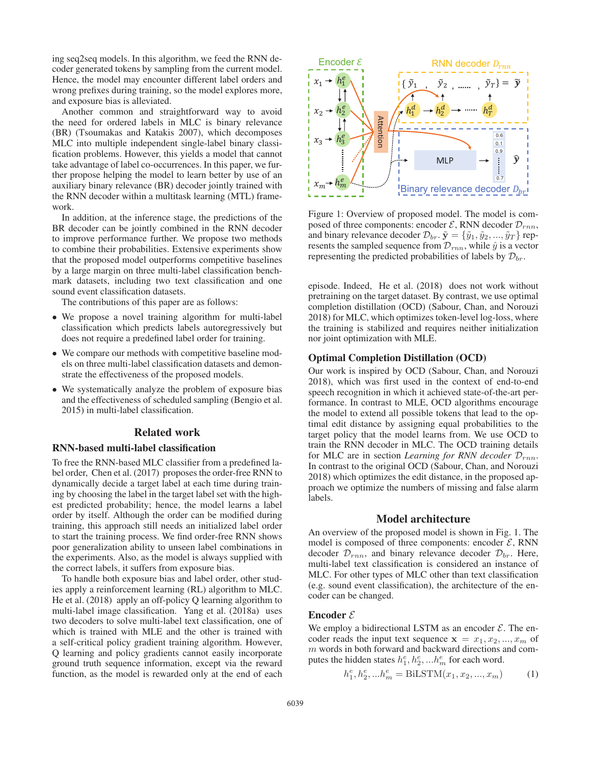ing seq2seq models. In this algorithm, we feed the RNN decoder generated tokens by sampling from the current model. Hence, the model may encounter different label orders and wrong prefixes during training, so the model explores more, and exposure bias is alleviated.

Another common and straightforward way to avoid the need for ordered labels in MLC is binary relevance (BR) (Tsoumakas and Katakis 2007), which decomposes MLC into multiple independent single-label binary classification problems. However, this yields a model that cannot take advantage of label co-occurrences. In this paper, we further propose helping the model to learn better by use of an auxiliary binary relevance (BR) decoder jointly trained with the RNN decoder within a multitask learning (MTL) framework.

In addition, at the inference stage, the predictions of the BR decoder can be jointly combined in the RNN decoder to improve performance further. We propose two methods to combine their probabilities. Extensive experiments show that the proposed model outperforms competitive baselines by a large margin on three multi-label classification benchmark datasets, including two text classification and one sound event classification datasets.

The contributions of this paper are as follows:

- We propose a novel training algorithm for multi-label classification which predicts labels autoregressively but does not require a predefined label order for training.
- We compare our methods with competitive baseline models on three multi-label classification datasets and demonstrate the effectiveness of the proposed models.
- We systematically analyze the problem of exposure bias and the effectiveness of scheduled sampling (Bengio et al. 2015) in multi-label classification.

## Related work

### RNN-based multi-label classification

To free the RNN-based MLC classifier from a predefined label order, Chen et al. (2017) proposes the order-free RNN to dynamically decide a target label at each time during training by choosing the label in the target label set with the highest predicted probability; hence, the model learns a label order by itself. Although the order can be modified during training, this approach still needs an initialized label order to start the training process. We find order-free RNN shows poor generalization ability to unseen label combinations in the experiments. Also, as the model is always supplied with the correct labels, it suffers from exposure bias.

To handle both exposure bias and label order, other studies apply a reinforcement learning (RL) algorithm to MLC. He et al. (2018) apply an off-policy Q learning algorithm to multi-label image classification. Yang et al. (2018a) uses two decoders to solve multi-label text classification, one of which is trained with MLE and the other is trained with a self-critical policy gradient training algorithm. However, Q learning and policy gradients cannot easily incorporate ground truth sequence information, except via the reward function, as the model is rewarded only at the end of each episode. Indeed, He et al. (2018) does not work without pretraining on the target dataset. By contrast, we use optimal completion distillation (OCD) (Sabour, Chan, and Norouzi 2018) for MLC, which optimizes token-level log-loss, where the training is stabilized and requires neither initialization nor joint optimization with MLE.

Figure 1: Overview of proposed model. The model is composed of three components: encoder $\mathcal{E}$, RNN decoder $\mathcal{D}_{rnn}$, and binary relevance decoder $\mathcal{D}_{br}$. $\tilde{\mathbf{y}} = \{\tilde{y}_1, \tilde{y}_2, ..., \tilde{y}_T\}$ represents the sampled sequence from $\mathcal{D}_{rnn}$, while $\hat{y}$ is a vector representing the predicted probabilities of labels by $\mathcal{D}_{br}$.

### Optimal Completion Distillation (OCD)

Our work is inspired by OCD (Sabour, Chan, and Norouzi 2018), which was first used in the context of end-to-end speech recognition in which it achieved state-of-the-art performance. In contrast to MLE, OCD algorithms encourage the model to extend all possible tokens that lead to the optimal edit distance by assigning equal probabilities to the target policy that the model learns from. We use OCD to train the RNN decoder in MLC. The OCD training details for MLC are in section *Learning for RNN decoder* $\mathcal{D}_{rnn}$. In contrast to the original OCD (Sabour, Chan, and Norouzi 2018) which optimizes the edit distance, in the proposed approach we optimize the numbers of missing and false alarm labels.

## Model architecture

An overview of the proposed model is shown in Fig. 1. The model is composed of three components: encoder $\mathcal{E}$, RNN decoder $\mathcal{D}_{rnn}$, and binary relevance decoder $\mathcal{D}_{br}$. Here, multi-label text classification is considered an instance of MLC. For other types of MLC other than text classification (e.g. sound event classification), the architecture of the encoder can be changed.

### Encoder $\mathcal{E}$

We employ a bidirectional LSTM as an encoder $\mathcal{E}$. The encoder reads the input text sequence $\mathbf{x} = x_1, x_2, ..., x_m$ of $m$ words in both forward and backward directions and computes the hidden states $h_1^e, h_2^e, ...h_m^e$ for each word.

$$h_1^e, h_2^e, ...h_m^e = \text{BiLSTM}(x_1, x_2, ..., x_m) \quad (1)$$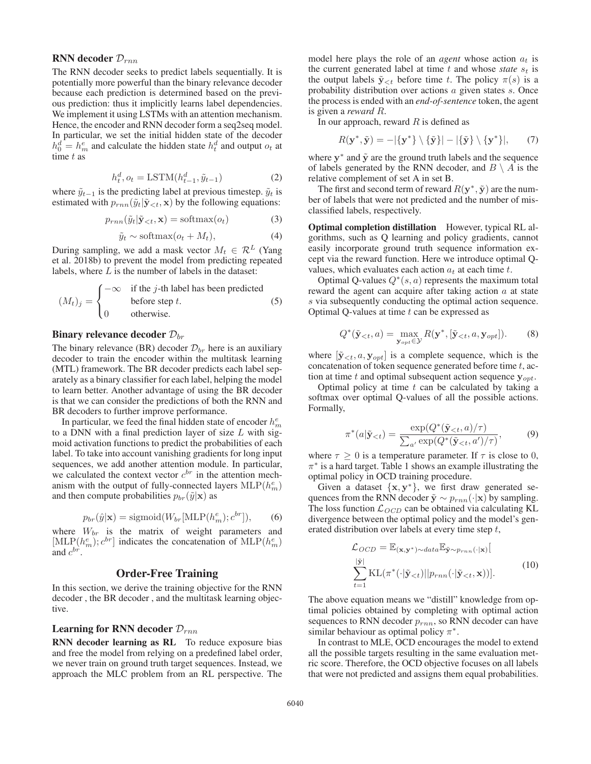**RNN decoder $\mathcal{D}_{rnn}$**

The RNN decoder seeks to predict labels sequentially. It is potentially more powerful than the binary relevance decoder because each prediction is determined based on the previous prediction: thus it implicitly learns label dependencies. We implement it using LSTMs with an attention mechanism. Hence, the encoder and RNN decoder form a seq2seq model. In particular, we set the initial hidden state of the decoder $h_0^d = h_m^e$ and calculate the hidden state $h_t^d$ and output $o_t$ at time $t$ as

$$h_t^d, o_t = \mathrm{LSTM}(h_{t-1}^d, \tilde{y}_{t-1}) \tag{2}$$

where $\tilde{y}_{t-1}$ is the predicting label at previous timestep. $\tilde{y}_t$ is estimated with $p_{rnn}(\tilde{y}_t|\tilde{\mathbf{y}}_{<t}, \mathbf{x})$ by the following equations:

$$p_{rnn}(\tilde{y}_t|\tilde{\mathbf{y}}_{<t}, \mathbf{x}) = \mathrm{softmax}(o_t) \tag{3}$$

$$\tilde{y}_t \sim \mathrm{softmax}(o_t + M_t), \tag{4}$$

During sampling, we add a mask vector $M_t \in \mathcal{R}^L$ (Yang et al. 2018b) to prevent the model from predicting repeated labels, where $L$ is the number of labels in the dataset:

$$(M_t)_j = \begin{cases} -\infty & \text{if the } j\text{-th label has been predicted} \\ & \text{before step } t. \\ 0 & \text{otherwise.} \end{cases} \tag{5}$$

**Binary relevance decoder $\mathcal{D}_{br}$**

The binary relevance (BR) decoder $\mathcal{D}_{br}$ here is an auxiliary decoder to train the encoder within the multitask learning (MTL) framework. The BR decoder predicts each label separately as a binary classifier for each label, helping the model to learn better. Another advantage of using the BR decoder is that we can consider the predictions of both the RNN and BR decoders to further improve performance.

In particular, we feed the final hidden state of encoder $h_m^e$ to a DNN with a final prediction layer of size $L$ with sigmoid activation functions to predict the probabilities of each label. To take into account vanishing gradients for long input sequences, we add another attention module. In particular, we calculated the context vector $c^{br}$ in the attention mechanism with the output of fully-connected layers $\mathrm{MLP}(h_m^e)$ and then compute probabilities $p_{br}(\tilde{y}|\mathbf{x})$ as

$$p_{br}(\hat{y}|\mathbf{x}) = \mathrm{sigmoid}(W_{br}[\mathrm{MLP}(h_m^e); c^{br}]), \tag{6}$$

where $W_{br}$ is the matrix of weight parameters and $[\mathrm{MLP}(h_m^e); c^{br}]$ indicates the concatenation of $\mathrm{MLP}(h_m^e)$ and $c^{br}$.

## Order-Free Training

In this section, we derive the training objective for the RNN decoder , the BR decoder , and the multitask learning objective.

### Learning for RNN decoder $\mathcal{D}_{rnn}$

**RNN decoder learning as RL** To reduce exposure bias and free the model from relying on a predefined label order, we never train on ground truth target sequences. Instead, we approach the MLC problem from an RL perspective. The model here plays the role of an *agent* whose action $a_t$ is the current generated label at time $t$ and whose *state* $s_t$ is the output labels $\tilde{\mathbf{y}}_{<t}$ before time $t$. The policy $\pi(s)$ is a probability distribution over actions $a$ given states $s$. Once the process is ended with an *end-of-sentence* token, the agent is given a *reward* $R$.

In our approach, reward $R$ is defined as

$$R(\mathbf{y}^*, \tilde{\mathbf{y}}) = -|\{\mathbf{y}^*\} \setminus \{\tilde{\mathbf{y}}\}| - |\{\tilde{\mathbf{y}}\} \setminus \{\mathbf{y}^*\}|, \tag{7}$$

where $\mathbf{y}^*$ and $\tilde{\mathbf{y}}$ are the ground truth labels and the sequence of labels generated by the RNN decoder, and $B \setminus A$ is the relative complement of set A in set B.

The first and second term of reward $R(\mathbf{y}^*, \tilde{\mathbf{y}})$ are the number of labels that were not predicted and the number of misclassified labels, respectively.

**Optimal completion distillation** However, typical RL algorithms, such as Q learning and policy gradients, cannot easily incorporate ground truth sequence information except via the reward function. Here we introduce optimal Q-values, which evaluates each action $a_t$ at each time $t$.

Optimal Q-values $Q^*(s, a)$ represents the maximum total reward the agent can acquire after taking action $a$ at state $s$ via subsequently conducting the optimal action sequence. Optimal Q-values at time $t$ can be expressed as

$$Q^*(\tilde{\mathbf{y}}_{<t}, a) = \max_{\mathbf{y}_{opt} \in \mathcal{Y}} R(\mathbf{y}^*, [\tilde{\mathbf{y}}_{<t}, a, \mathbf{y}_{opt}]). \tag{8}$$

where $[\tilde{\mathbf{y}}_{<t}, a, \mathbf{y}_{opt}]$ is a complete sequence, which is the concatenation of token sequence generated before time $t$, action at time $t$ and optimal subsequent action sequence $\mathbf{y}_{opt}$.

Optimal policy at time $t$ can be calculated by taking a softmax over optimal Q-values of all the possible actions. Formally,

$$\pi^*(a|\tilde{\mathbf{y}}_{<t}) = \frac{\exp(Q^*(\tilde{\mathbf{y}}_{<t}, a)/\tau)}{\sum_{a'} \exp(Q^*(\tilde{\mathbf{y}}_{<t}, a')/\tau)}, \tag{9}$$

where $\tau \geq 0$ is a temperature parameter. If $\tau$ is close to 0, $\pi^*$ is a hard target. Table 1 shows an example illustrating the optimal policy in OCD training procedure.

Given a dataset $\{\mathbf{x}, \mathbf{y}^*\}$, we first draw generated sequences from the RNN decoder $\tilde{\mathbf{y}} \sim p_{rnn}(\cdot|\mathbf{x})$ by sampling. The loss function $\mathcal{L}_{OCD}$ can be obtained via calculating KL divergence between the optimal policy and the model's generated distribution over labels at every time step $t$,

$$\begin{aligned} \mathcal{L}_{OCD} = \mathbb{E}_{(\mathbf{x},\mathbf{y}^*)\sim data} \mathbb{E}_{\tilde{\mathbf{y}}\sim p_{rnn}(\cdot|\mathbf{x})} [ \\ \sum_{t=1}^{|\tilde{\mathbf{y}}|} \mathrm{KL}(\pi^*(\cdot|\tilde{\mathbf{y}}_{<t}) || p_{rnn}(\cdot|\tilde{\mathbf{y}}_{<t}, \mathbf{x}))]. \end{aligned} \tag{10}$$

The above equation means we "distill" knowledge from optimal policies obtained by completing with optimal action sequences to RNN decoder $p_{rnn}$, so RNN decoder can have similar behaviour as optimal policy $\pi^*$.

In contrast to MLE, OCD encourages the model to extend all the possible targets resulting in the same evaluation metric score. Therefore, the OCD objective focuses on all labels that were not predicted and assigns them equal probabilities.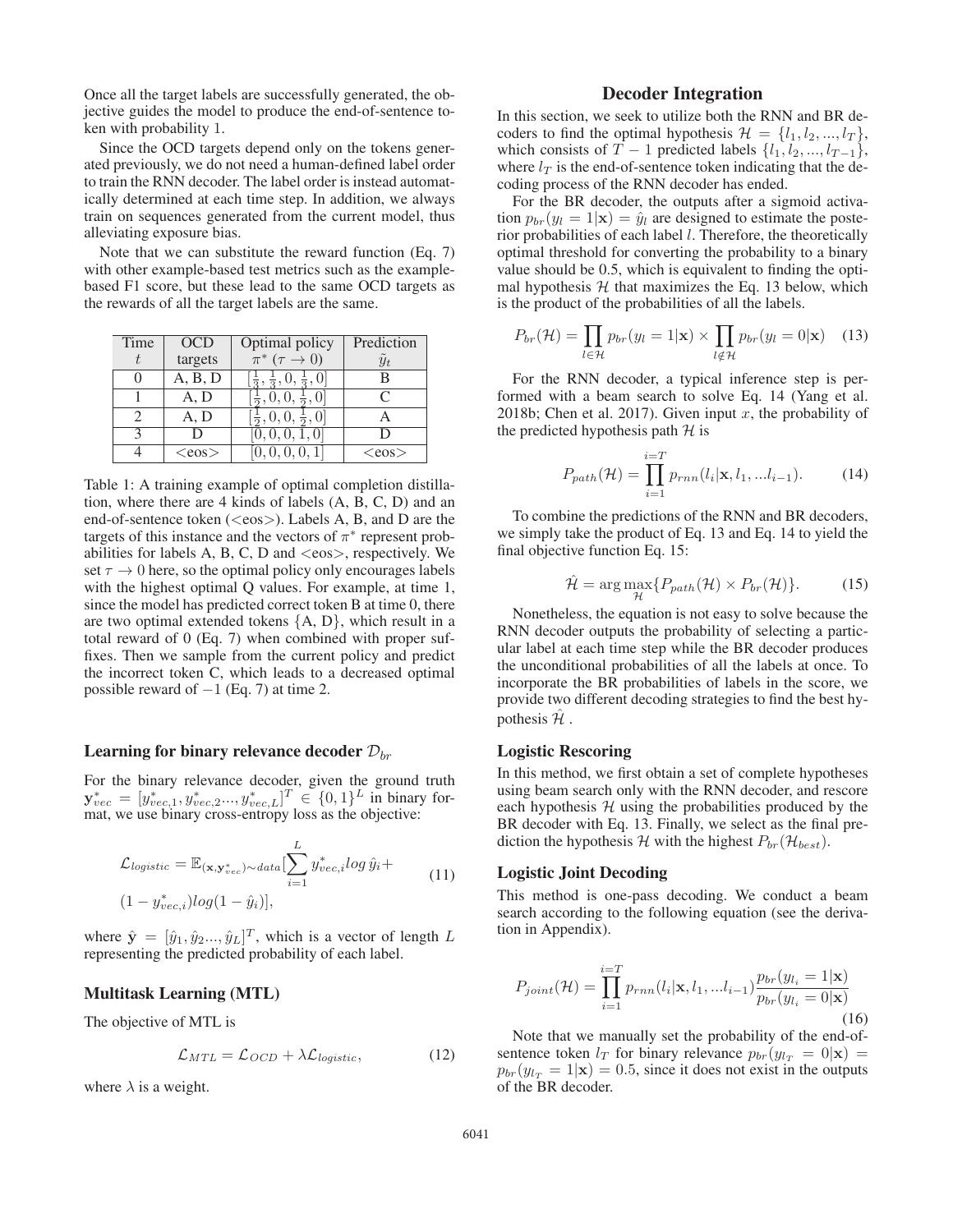Once all the target labels are successfully generated, the objective guides the model to produce the end-of-sentence token with probability 1.

Since the OCD targets depend only on the tokens generated previously, we do not need a human-defined label order to train the RNN decoder. The label order is instead automatically determined at each time step. In addition, we always train on sequences generated from the current model, thus alleviating exposure bias.

Note that we can substitute the reward function (Eq. 7) with other example-based test metrics such as the example-based F1 score, but these lead to the same OCD targets as the rewards of all the target labels are the same.

| Time $t$ | OCD targets | Optimal policy $\pi^*$ ($\tau \to 0$) | Prediction $\tilde{y}_t$ |
|---|---|---|---|
| 0 | A, B, D | $[\frac{1}{3}, \frac{1}{3}, 0, \frac{1}{3}, 0]$ | B |
| 1 | A, D | $[\frac{1}{2}, 0, 0, \frac{1}{2}, 0]$ | C |
| 2 | A, D | $[\frac{1}{2}, 0, 0, \frac{1}{2}, 0]$ | A |
| 3 | D | $[0, 0, 0, 1, 0]$ | D |
| 4 | <eos> | $[0, 0, 0, 0, 1]$ | <eos> |

Table 1: A training example of optimal completion distillation, where there are 4 kinds of labels (A, B, C, D) and an end-of-sentence token (<eos>). Labels A, B, and D are the targets of this instance and the vectors of $\pi^*$ represent probabilities for labels A, B, C, D and <eos>, respectively. We set $\tau \to 0$ here, so the optimal policy only encourages labels with the highest optimal Q values. For example, at time 1, since the model has predicted correct token B at time 0, there are two optimal extended tokens {A, D}, which result in a total reward of 0 (Eq. 7) when combined with proper suffixes. Then we sample from the current policy and predict the incorrect token C, which leads to a decreased optimal possible reward of $-1$ (Eq. 7) at time 2.

### Learning for binary relevance decoder $\mathcal{D}_{br}$

For the binary relevance decoder, given the ground truth $\mathbf{y}^*_{vec} = [y^*_{vec,1}, y^*_{vec,2}..., y^*_{vec,L}]^T \in \{0,1\}^L$ in binary format, we use binary cross-entropy loss as the objective:

$$\mathcal{L}_{logistic} = \mathbb{E}_{(\mathbf{x},\mathbf{y}^*_{vec})\sim data}[\sum_{i=1}^{L} y^*_{vec,i} log\, \hat{y}_i + (1 - y^*_{vec,i}) log(1 - \hat{y}_i)], \tag{11}$$

where $\hat{\mathbf{y}} = [\hat{y}_1, \hat{y}_2..., \hat{y}_L]^T$, which is a vector of length $L$ representing the predicted probability of each label.

### Multitask Learning (MTL)

The objective of MTL is

$$\mathcal{L}_{MTL} = \mathcal{L}_{OCD} + \lambda \mathcal{L}_{logistic}, \tag{12}$$

where $\lambda$ is a weight.

## Decoder Integration

In this section, we seek to utilize both the RNN and BR decoders to find the optimal hypothesis $\mathcal{H} = \{l_1, l_2, ..., l_T\}$, which consists of $T-1$ predicted labels $\{l_1, l_2, ..., l_{T-1}\}$, where $l_T$ is the end-of-sentence token indicating that the decoding process of the RNN decoder has ended.

For the BR decoder, the outputs after a sigmoid activation $p_{br}(y_l = 1|\mathbf{x}) = \hat{y}_l$ are designed to estimate the posterior probabilities of each label $l$. Therefore, the theoretically optimal threshold for converting the probability to a binary value should be 0.5, which is equivalent to finding the optimal hypothesis $\mathcal{H}$ that maximizes the Eq. 13 below, which is the product of the probabilities of all the labels.

$$P_{br}(\mathcal{H}) = \prod_{l\in\mathcal{H}} p_{br}(y_l = 1|\mathbf{x}) \times \prod_{l\notin\mathcal{H}} p_{br}(y_l = 0|\mathbf{x}) \tag{13}$$

For the RNN decoder, a typical inference step is performed with a beam search to solve Eq. 14 (Yang et al. 2018b; Chen et al. 2017). Given input $x$, the probability of the predicted hypothesis path $\mathcal{H}$ is

$$P_{path}(\mathcal{H}) = \prod_{i=1}^{i=T} p_{rnn}(l_i|\mathbf{x}, l_1, ...l_{i-1}). \tag{14}$$

To combine the predictions of the RNN and BR decoders, we simply take the product of Eq. 13 and Eq. 14 to yield the final objective function Eq. 15:

$$\hat{\mathcal{H}} = \arg\max_{\mathcal{H}}\{P_{path}(\mathcal{H}) \times P_{br}(\mathcal{H})\}. \tag{15}$$

Nonetheless, the equation is not easy to solve because the RNN decoder outputs the probability of selecting a particular label at each time step while the BR decoder produces the unconditional probabilities of all the labels at once. To incorporate the BR probabilities of labels in the score, we provide two different decoding strategies to find the best hypothesis $\hat{\mathcal{H}}$ .

### Logistic Rescoring

In this method, we first obtain a set of complete hypotheses using beam search only with the RNN decoder, and rescore each hypothesis $\mathcal{H}$ using the probabilities produced by the BR decoder with Eq. 13. Finally, we select as the final prediction the hypothesis $\mathcal{H}$ with the highest $P_{br}(\mathcal{H}_{best})$.

### Logistic Joint Decoding

This method is one-pass decoding. We conduct a beam search according to the following equation (see the derivation in Appendix).

$$P_{joint}(\mathcal{H}) = \prod_{i=1}^{i=T} p_{rnn}(l_i|\mathbf{x}, l_1, ...l_{i-1}) \frac{p_{br}(y_{l_i} = 1|\mathbf{x})}{p_{br}(y_{l_i} = 0|\mathbf{x})} \tag{16}$$

Note that we manually set the probability of the end-of-sentence token $l_T$ for binary relevance $p_{br}(y_{l_T} = 0|\mathbf{x}) = p_{br}(y_{l_T} = 1|\mathbf{x}) = 0.5$, since it does not exist in the outputs of the BR decoder.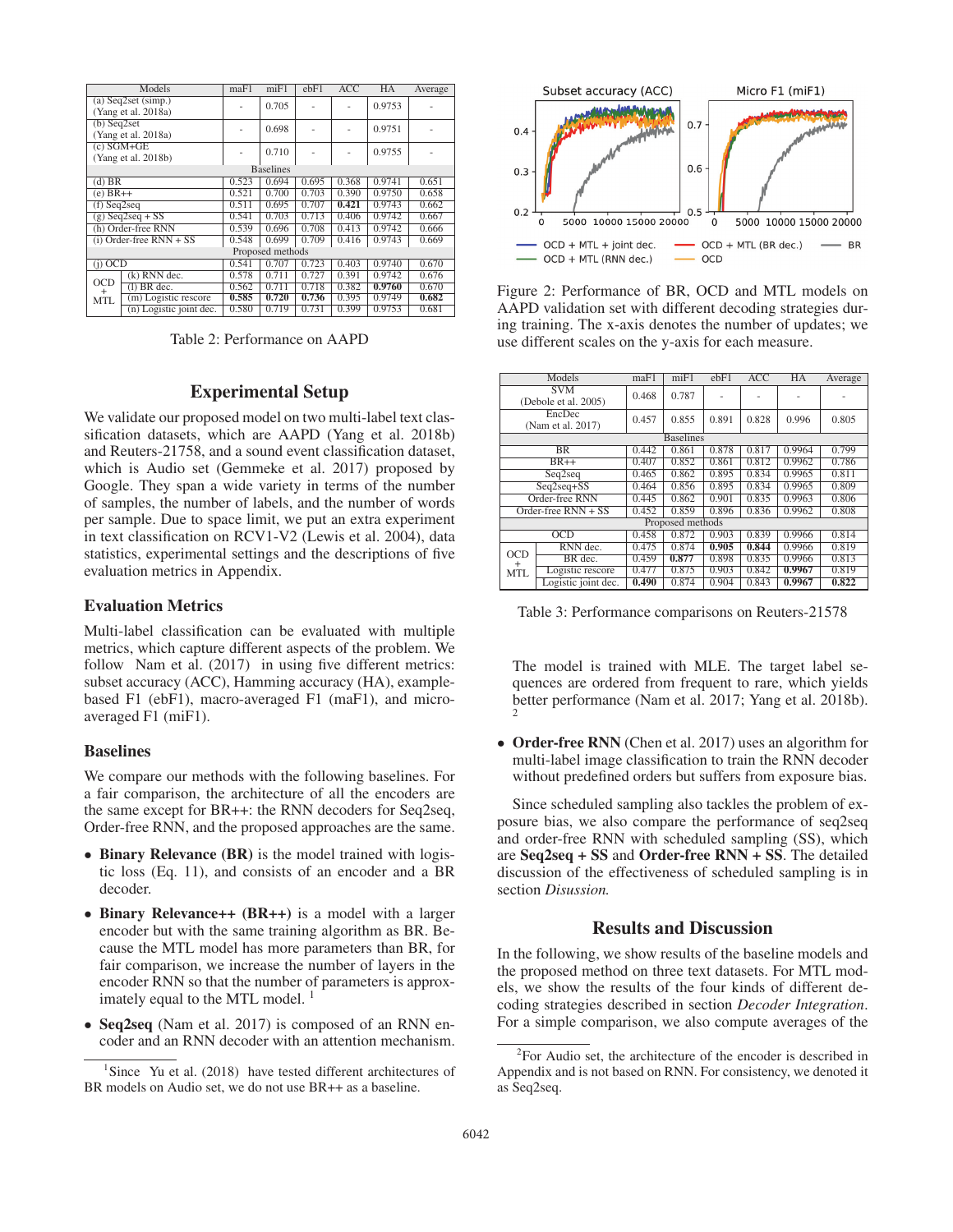| Models | maF1 | miF1 | ebF1 | ACC | HA | Average |
|---|---|---|---|---|---|---|
| (a) Seq2set (simp.) (Yang et al. 2018a) | - | 0.705 | - | - | 0.9753 | - |
| (b) Seq2set (Yang et al. 2018a) | - | 0.698 | - | - | 0.9751 | - |
| (c) SGM+GE (Yang et al. 2018b) | - | 0.710 | - | - | 0.9755 | - |
| Baselines | | | | | | |
| (d) BR | 0.523 | 0.694 | 0.695 | 0.368 | 0.9741 | 0.651 |
| (e) BR++ | 0.521 | 0.700 | 0.703 | 0.390 | 0.9750 | 0.658 |
| (f) Seq2seq | 0.511 | 0.695 | 0.707 | **0.421** | 0.9743 | 0.662 |
| (g) Seq2seq + SS | 0.541 | 0.703 | 0.713 | 0.406 | 0.9742 | 0.667 |
| (h) Order-free RNN | 0.539 | 0.696 | 0.708 | 0.413 | 0.9742 | 0.666 |
| (i) Order-free RNN + SS | 0.548 | 0.699 | 0.709 | 0.416 | 0.9743 | 0.669 |
| Proposed methods | | | | | | |
| (j) OCD | 0.541 | 0.707 | 0.723 | 0.403 | 0.9740 | 0.670 |
| OCD + MTL (k) RNN dec. | 0.578 | 0.711 | 0.727 | 0.391 | 0.9742 | 0.676 |
| OCD + MTL (l) BR dec. | 0.562 | 0.711 | 0.718 | 0.382 | **0.9760** | 0.670 |
| OCD + MTL (m) Logistic rescore | **0.585** | **0.720** | **0.736** | 0.395 | 0.9749 | **0.682** |
| OCD + MTL (n) Logistic joint dec. | 0.580 | 0.719 | 0.731 | 0.399 | 0.9753 | 0.681 |

Table 2: Performance on AAPD

## Experimental Setup

We validate our proposed model on two multi-label text classification datasets, which are AAPD (Yang et al. 2018b) and Reuters-21758, and a sound event classification dataset, which is Audio set (Gemmeke et al. 2017) proposed by Google. They span a wide variety in terms of the number of samples, the number of labels, and the number of words per sample. Due to space limit, we put an extra experiment in text classification on RCV1-V2 (Lewis et al. 2004), data statistics, experimental settings and the descriptions of five evaluation metrics in Appendix.

### Evaluation Metrics

Multi-label classification can be evaluated with multiple metrics, which capture different aspects of the problem. We follow Nam et al. (2017) in using five different metrics: subset accuracy (ACC), Hamming accuracy (HA), example-based F1 (ebF1), macro-averaged F1 (maF1), and micro-averaged F1 (miF1).

### Baselines

We compare our methods with the following baselines. For a fair comparison, the architecture of all the encoders are the same except for BR++: the RNN decoders for Seq2seq, Order-free RNN, and the proposed approaches are the same.

- **Binary Relevance (BR)** is the model trained with logistic loss (Eq. 11), and consists of an encoder and a BR decoder.
- **Binary Relevance++ (BR++)** is a model with a larger encoder but with the same training algorithm as BR. Because the MTL model has more parameters than BR, for fair comparison, we increase the number of layers in the encoder RNN so that the number of parameters is approximately equal to the MTL model. [1]
- **Seq2seq** (Nam et al. 2017) is composed of an RNN encoder and an RNN decoder with an attention mechanism. The model is trained with MLE. The target label sequences are ordered from frequent to rare, which yields better performance (Nam et al. 2017; Yang et al. 2018b). [2]
- **Order-free RNN** (Chen et al. 2017) uses an algorithm for multi-label image classification to train the RNN decoder without predefined orders but suffers from exposure bias.

Since scheduled sampling also tackles the problem of exposure bias, we also compare the performance of seq2seq and order-free RNN with scheduled sampling (SS), which are **Seq2seq + SS** and **Order-free RNN + SS**. The detailed discussion of the effectiveness of scheduled sampling is in section *Disussion.*

[1] Since Yu et al. (2018) have tested different architectures of BR models on Audio set, we do not use BR++ as a baseline.

Figure 2: Performance of BR, OCD and MTL models on AAPD validation set with different decoding strategies during training. The x-axis denotes the number of updates; we use different scales on the y-axis for each measure.

| Models | maF1 | miF1 | ebF1 | ACC | HA | Average |
|---|---|---|---|---|---|---|
| SVM (Debole et al. 2005) | 0.468 | 0.787 | - | - | - | - |
| EncDec (Nam et al. 2017) | 0.457 | 0.855 | 0.891 | 0.828 | 0.996 | 0.805 |
| Baselines | | | | | | |
| BR | 0.442 | 0.861 | 0.878 | 0.817 | 0.9964 | 0.799 |
| BR++ | 0.407 | 0.852 | 0.861 | 0.812 | 0.9962 | 0.786 |
| Seq2seq | 0.465 | 0.862 | 0.895 | 0.834 | 0.9965 | 0.811 |
| Seq2seq+SS | 0.464 | 0.856 | 0.895 | 0.834 | 0.9965 | 0.809 |
| Order-free RNN | 0.445 | 0.862 | 0.901 | 0.835 | 0.9963 | 0.806 |
| Order-free RNN + SS | 0.452 | 0.859 | 0.896 | 0.836 | 0.9962 | 0.808 |
| Proposed methods | | | | | | |
| OCD | 0.458 | 0.872 | 0.903 | 0.839 | 0.9966 | 0.814 |
| OCD + MTL RNN dec. | 0.475 | 0.874 | **0.905** | **0.844** | 0.9966 | 0.819 |
| OCD + MTL BR dec. | 0.459 | **0.877** | 0.898 | 0.835 | 0.9966 | 0.813 |
| OCD + MTL Logistic rescore | 0.477 | 0.875 | 0.903 | 0.842 | **0.9967** | 0.819 |
| OCD + MTL Logistic joint dec. | **0.490** | 0.874 | 0.904 | 0.843 | **0.9967** | **0.822** |

Table 3: Performance comparisons on Reuters-21578

## Results and Discussion

In the following, we show results of the baseline models and the proposed method on three text datasets. For MTL models, we show the results of the four kinds of different decoding strategies described in section *Decoder Integration*. For a simple comparison, we also compute averages of the

[2] For Audio set, the architecture of the encoder is described in Appendix and is not based on RNN. For consistency, we denoted it as Seq2seq.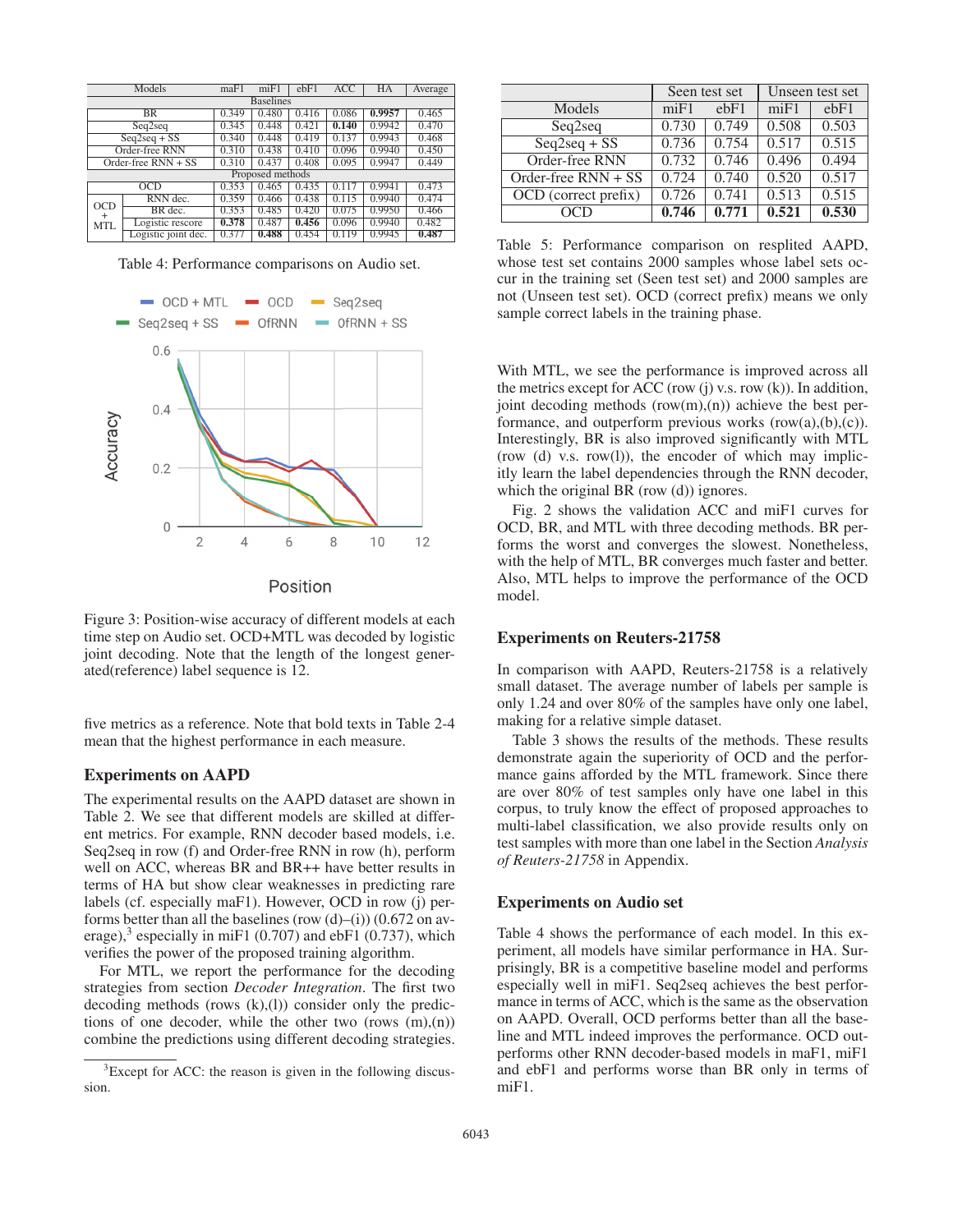| Models | | maF1 | miF1 | ebF1 | ACC | HA | Average |
|---|---|---|---|---|---|---|---|
| Baselines | | | | | | | |
| BR | | 0.349 | 0.480 | 0.416 | 0.086 | **0.9957** | 0.465 |
| Seq2seq | | 0.345 | 0.448 | 0.421 | **0.140** | 0.9942 | 0.470 |
| Seq2seq + SS | | 0.340 | 0.448 | 0.419 | 0.137 | 0.9943 | 0.468 |
| Order-free RNN | | 0.310 | 0.438 | 0.410 | 0.096 | 0.9940 | 0.450 |
| Order-free RNN + SS | | 0.310 | 0.437 | 0.408 | 0.095 | 0.9947 | 0.449 |
| Proposed methods | | | | | | | |
| OCD | | 0.353 | 0.465 | 0.435 | 0.117 | 0.9941 | 0.473 |
| OCD + MTL | RNN dec. | 0.359 | 0.466 | 0.438 | 0.115 | 0.9940 | 0.474 |
| | BR dec. | 0.353 | 0.485 | 0.420 | 0.075 | 0.9950 | 0.466 |
| | Logistic rescore | **0.378** | 0.487 | **0.456** | 0.096 | 0.9940 | 0.482 |
| | Logistic joint dec. | 0.377 | **0.488** | 0.454 | 0.119 | 0.9945 | **0.487** |

Table 4: Performance comparisons on Audio set.

Figure 3: Position-wise accuracy of different models at each time step on Audio set. OCD+MTL was decoded by logistic joint decoding. Note that the length of the longest generated(reference) label sequence is 12.

five metrics as a reference. Note that bold texts in Table 2-4 mean that the highest performance in each measure.

## Experiments on AAPD

The experimental results on the AAPD dataset are shown in Table 2. We see that different models are skilled at different metrics. For example, RNN decoder based models, i.e. Seq2seq in row (f) and Order-free RNN in row (h), perform well on ACC, whereas BR and BR++ have better results in terms of HA but show clear weaknesses in predicting rare labels (cf. especially maF1). However, OCD in row (j) performs better than all the baselines (row (d)–(i)) (0.672 on average),[3] especially in miF1 (0.707) and ebF1 (0.737), which verifies the power of the proposed training algorithm.

For MTL, we report the performance for the decoding strategies from section *Decoder Integration*. The first two decoding methods (rows (k),(l)) consider only the predictions of one decoder, while the other two (rows (m),(n)) combine the predictions using different decoding strategies.

[3] Except for ACC: the reason is given in the following discussion.

| | Seen test set | | Unseen test set | |
|---|---|---|---|---|
| Models | miF1 | ebF1 | miF1 | ebF1 |
| Seq2seq | 0.730 | 0.749 | 0.508 | 0.503 |
| Seq2seq + SS | 0.736 | 0.754 | 0.517 | 0.515 |
| Order-free RNN | 0.732 | 0.746 | 0.496 | 0.494 |
| Order-free RNN + SS | 0.724 | 0.740 | 0.520 | 0.517 |
| OCD (correct prefix) | 0.726 | 0.741 | 0.513 | 0.515 |
| OCD | **0.746** | **0.771** | **0.521** | **0.530** |

Table 5: Performance comparison on resplited AAPD, whose test set contains 2000 samples whose label sets occur in the training set (Seen test set) and 2000 samples are not (Unseen test set). OCD (correct prefix) means we only sample correct labels in the training phase.

With MTL, we see the performance is improved across all the metrics except for ACC (row (j) v.s. row (k)). In addition, joint decoding methods (row(m),(n)) achieve the best performance, and outperform previous works (row(a),(b),(c)). Interestingly, BR is also improved significantly with MTL (row (d) v.s. row(l)), the encoder of which may implicitly learn the label dependencies through the RNN decoder, which the original BR (row (d)) ignores.

Fig. 2 shows the validation ACC and miF1 curves for OCD, BR, and MTL with three decoding methods. BR performs the worst and converges the slowest. Nonetheless, with the help of MTL, BR converges much faster and better. Also, MTL helps to improve the performance of the OCD model.

## Experiments on Reuters-21758

In comparison with AAPD, Reuters-21758 is a relatively small dataset. The average number of labels per sample is only 1.24 and over 80% of the samples have only one label, making for a relative simple dataset.

Table 3 shows the results of the methods. These results demonstrate again the superiority of OCD and the performance gains afforded by the MTL framework. Since there are over 80% of test samples only have one label in this corpus, to truly know the effect of proposed approaches to multi-label classification, we also provide results only on test samples with more than one label in the Section *Analysis of Reuters-21758* in Appendix.

## Experiments on Audio set

Table 4 shows the performance of each model. In this experiment, all models have similar performance in HA. Surprisingly, BR is a competitive baseline model and performs especially well in miF1. Seq2seq achieves the best performance in terms of ACC, which is the same as the observation on AAPD. Overall, OCD performs better than all the baseline and MTL indeed improves the performance. OCD outperforms other RNN decoder-based models in maF1, miF1 and ebF1 and performs worse than BR only in terms of miF1.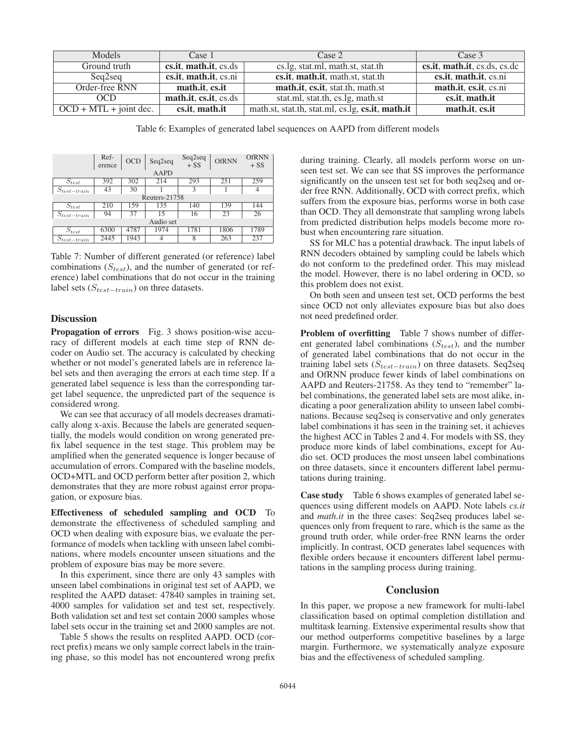| Models | Case 1 | Case 2 | Case 3 |
|---|---|---|---|
| Ground truth | **cs.it**, **math.it**, cs.ds | cs.lg, stat.ml, math.st, stat.th | **cs.it**, **math.it**, cs.ds, cs.dc |
| Seq2seq | **cs.it**, **math.it**, cs.ni | **cs.it**, **math.it**, math.st, stat.th | **cs.it**, **math.it**, cs.ni |
| Order-free RNN | **math.it**, **cs.it** | **math.it**, **cs.it**, stat.th, math.st | **math.it**, **cs.it**, cs.ni |
| OCD | **math.it**, **cs.it**, cs.ds | stat.ml, stat.th, cs.lg, math.st | **cs.it**, **math.it** |
| OCD + MTL + joint dec. | **cs.it**, **math.it** | math.st, stat.th, stat.ml, cs.lg, **cs.it**, **math.it** | **math.it**, **cs.it** |

Table 6: Examples of generated label sequences on AAPD from different models

| | Reference | OCD | Seq2seq | Seq2seq + SS | OfRNN | OfRNN + SS |
|---|---|---|---|---|---|---|
| AAPD | | | | | | |
| $S_{test}$ | 392 | 302 | 214 | 293 | 251 | 259 |
| $S_{test-train}$ | 43 | 30 | 1 | 3 | 1 | 4 |
| Reuters-21758 | | | | | | |
| $S_{test}$ | 210 | 159 | 135 | 140 | 139 | 144 |
| $S_{test-train}$ | 94 | 37 | 15 | 16 | 23 | 26 |
| Audio set | | | | | | |
| $S_{test}$ | 6300 | 4787 | 1974 | 1781 | 1806 | 1789 |
| $S_{test-train}$ | 2445 | 1943 | 4 | 8 | 263 | 237 |

Table 7: Number of different generated (or reference) label combinations ($S_{test}$), and the number of generated (or reference) label combinations that do not occur in the training label sets ($S_{test-train}$) on three datasets.

## Discussion

**Propagation of errors** Fig. 3 shows position-wise accuracy of different models at each time step of RNN decoder on Audio set. The accuracy is calculated by checking whether or not model's generated labels are in reference label sets and then averaging the errors at each time step. If a generated label sequence is less than the corresponding target label sequence, the unpredicted part of the sequence is considered wrong.

We can see that accuracy of all models decreases dramatically along x-axis. Because the labels are generated sequentially, the models would condition on wrong generated prefix label sequence in the test stage. This problem may be amplified when the generated sequence is longer because of accumulation of errors. Compared with the baseline models, OCD+MTL and OCD perform better after position 2, which demonstrates that they are more robust against error propagation, or exposure bias.

**Effectiveness of scheduled sampling and OCD** To demonstrate the effectiveness of scheduled sampling and OCD when dealing with exposure bias, we evaluate the performance of models when tackling with unseen label combinations, where models encounter unseen situations and the problem of exposure bias may be more severe.

In this experiment, since there are only 43 samples with unseen label combinations in original test set of AAPD, we resplited the AAPD dataset: 47840 samples in training set, 4000 samples for validation set and test set, respectively. Both validation set and test set contain 2000 samples whose label sets occur in the training set and 2000 samples are not.

Table 5 shows the results on resplited AAPD. OCD (correct prefix) means we only sample correct labels in the training phase, so this model has not encountered wrong prefix during training. Clearly, all models perform worse on unseen test set. We can see that SS improves the performance significantly on the unseen test set for both seq2seq and order free RNN. Additionally, OCD with correct prefix, which suffers from the exposure bias, performs worse in both case than OCD. They all demonstrate that sampling wrong labels from predicted distribution helps models become more robust when encountering rare situation.

SS for MLC has a potential drawback. The input labels of RNN decoders obtained by sampling could be labels which do not conform to the predefined order. This may mislead the model. However, there is no label ordering in OCD, so this problem does not exist.

On both seen and unseen test set, OCD performs the best since OCD not only alleviates exposure bias but also does not need predefined order.

**Problem of overfitting** Table 7 shows number of different generated label combinations ($S_{test}$), and the number of generated label combinations that do not occur in the training label sets ($S_{test-train}$) on three datasets. Seq2seq and OfRNN produce fewer kinds of label combinations on AAPD and Reuters-21758. As they tend to "remember" label combinations, the generated label sets are most alike, indicating a poor generalization ability to unseen label combinations. Because seq2seq is conservative and only generates label combinations it has seen in the training set, it achieves the highest ACC in Tables 2 and 4. For models with SS, they produce more kinds of label combinations, except for Audio set. OCD produces the most unseen label combinations on three datasets, since it encounters different label permutations during training.

**Case study** Table 6 shows examples of generated label sequences using different models on AAPD. Note labels *cs.it* and *math.it* in the three cases: Seq2seq produces label sequences only from frequent to rare, which is the same as the ground truth order, while order-free RNN learns the order implicitly. In contrast, OCD generates label sequences with flexible orders because it encounters different label permutations in the sampling process during training.

## Conclusion

In this paper, we propose a new framework for multi-label classification based on optimal completion distillation and multitask learning. Extensive experimental results show that our method outperforms competitive baselines by a large margin. Furthermore, we systematically analyze exposure bias and the effectiveness of scheduled sampling.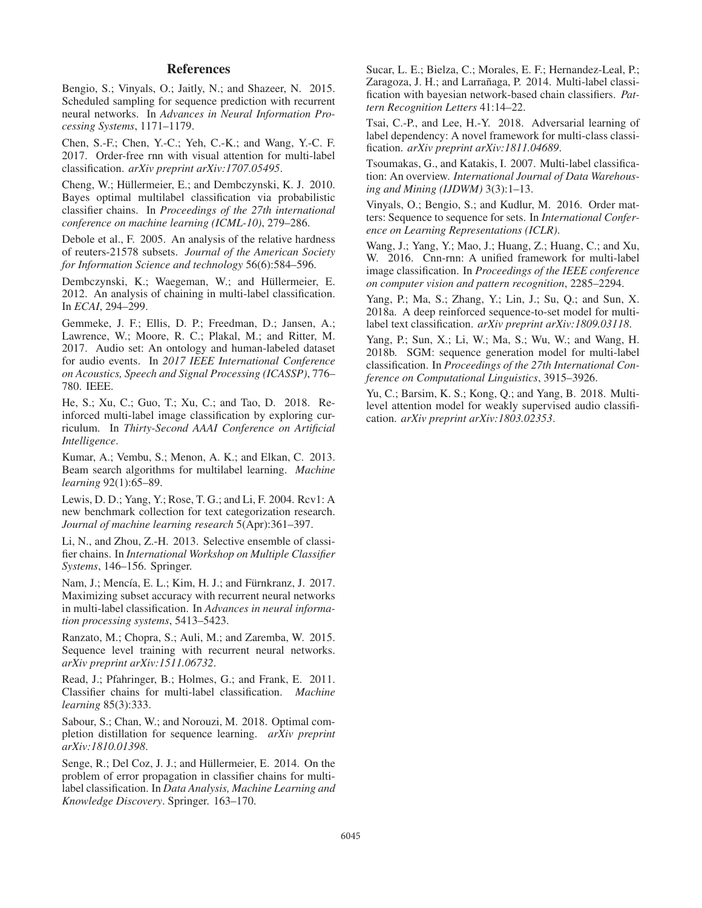## References

Bengio, S.; Vinyals, O.; Jaitly, N.; and Shazeer, N. 2015. Scheduled sampling for sequence prediction with recurrent neural networks. In *Advances in Neural Information Processing Systems*, 1171–1179.

Chen, S.-F.; Chen, Y.-C.; Yeh, C.-K.; and Wang, Y.-C. F. 2017. Order-free rnn with visual attention for multi-label classification. *arXiv preprint arXiv:1707.05495*.

Cheng, W.; Hüllermeier, E.; and Dembczynski, K. J. 2010. Bayes optimal multilabel classification via probabilistic classifier chains. In *Proceedings of the 27th international conference on machine learning (ICML-10)*, 279–286.

Debole et al., F. 2005. An analysis of the relative hardness of reuters-21578 subsets. *Journal of the American Society for Information Science and technology* 56(6):584–596.

Dembczynski, K.; Waegeman, W.; and Hüllermeier, E. 2012. An analysis of chaining in multi-label classification. In *ECAI*, 294–299.

Gemmeke, J. F.; Ellis, D. P.; Freedman, D.; Jansen, A.; Lawrence, W.; Moore, R. C.; Plakal, M.; and Ritter, M. 2017. Audio set: An ontology and human-labeled dataset for audio events. In *2017 IEEE International Conference on Acoustics, Speech and Signal Processing (ICASSP)*, 776–780. IEEE.

He, S.; Xu, C.; Guo, T.; Xu, C.; and Tao, D. 2018. Reinforced multi-label image classification by exploring curriculum. In *Thirty-Second AAAI Conference on Artificial Intelligence*.

Kumar, A.; Vembu, S.; Menon, A. K.; and Elkan, C. 2013. Beam search algorithms for multilabel learning. *Machine learning* 92(1):65–89.

Lewis, D. D.; Yang, Y.; Rose, T. G.; and Li, F. 2004. Rcv1: A new benchmark collection for text categorization research. *Journal of machine learning research* 5(Apr):361–397.

Li, N., and Zhou, Z.-H. 2013. Selective ensemble of classifier chains. In *International Workshop on Multiple Classifier Systems*, 146–156. Springer.

Nam, J.; Mencía, E. L.; Kim, H. J.; and Fürnkranz, J. 2017. Maximizing subset accuracy with recurrent neural networks in multi-label classification. In *Advances in neural information processing systems*, 5413–5423.

Ranzato, M.; Chopra, S.; Auli, M.; and Zaremba, W. 2015. Sequence level training with recurrent neural networks. *arXiv preprint arXiv:1511.06732*.

Read, J.; Pfahringer, B.; Holmes, G.; and Frank, E. 2011. Classifier chains for multi-label classification. *Machine learning* 85(3):333.

Sabour, S.; Chan, W.; and Norouzi, M. 2018. Optimal completion distillation for sequence learning. *arXiv preprint arXiv:1810.01398*.

Senge, R.; Del Coz, J. J.; and Hüllermeier, E. 2014. On the problem of error propagation in classifier chains for multi-label classification. In *Data Analysis, Machine Learning and Knowledge Discovery*. Springer. 163–170.

Sucar, L. E.; Bielza, C.; Morales, E. F.; Hernandez-Leal, P.; Zaragoza, J. H.; and Larrañaga, P. 2014. Multi-label classification with bayesian network-based chain classifiers. *Pattern Recognition Letters* 41:14–22.

Tsai, C.-P., and Lee, H.-Y. 2018. Adversarial learning of label dependency: A novel framework for multi-class classification. *arXiv preprint arXiv:1811.04689*.

Tsoumakas, G., and Katakis, I. 2007. Multi-label classification: An overview. *International Journal of Data Warehousing and Mining (IJDWM)* 3(3):1–13.

Vinyals, O.; Bengio, S.; and Kudlur, M. 2016. Order matters: Sequence to sequence for sets. In *International Conference on Learning Representations (ICLR)*.

Wang, J.; Yang, Y.; Mao, J.; Huang, Z.; Huang, C.; and Xu, W. 2016. Cnn-rnn: A unified framework for multi-label image classification. In *Proceedings of the IEEE conference on computer vision and pattern recognition*, 2285–2294.

Yang, P.; Ma, S.; Zhang, Y.; Lin, J.; Su, Q.; and Sun, X. 2018a. A deep reinforced sequence-to-set model for multi-label text classification. *arXiv preprint arXiv:1809.03118*.

Yang, P.; Sun, X.; Li, W.; Ma, S.; Wu, W.; and Wang, H. 2018b. SGM: sequence generation model for multi-label classification. In *Proceedings of the 27th International Conference on Computational Linguistics*, 3915–3926.

Yu, C.; Barsim, K. S.; Kong, Q.; and Yang, B. 2018. Multi-level attention model for weakly supervised audio classification. *arXiv preprint arXiv:1803.02353*.